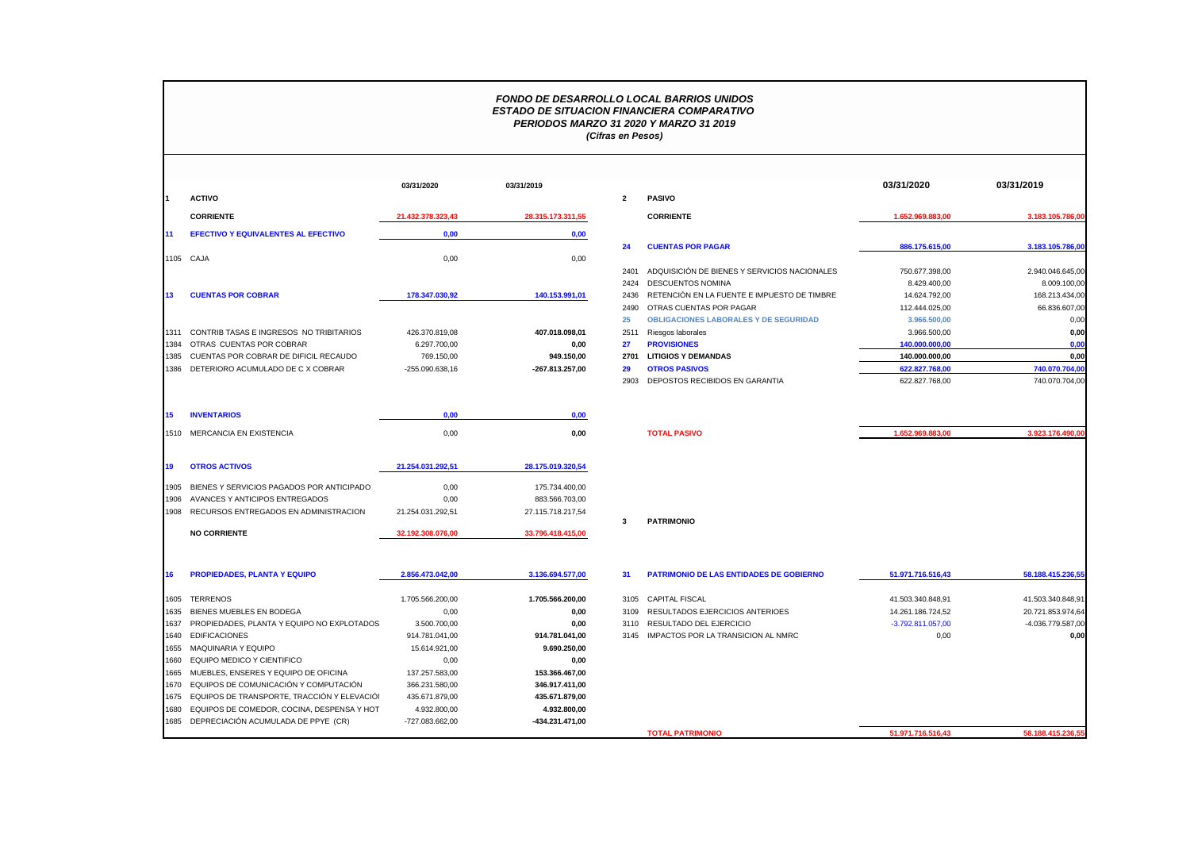# *FONDO DE DESARROLLO LOCAL BARRIOS UNIDOS*
## *ESTADO DE SITUACION FINANCIERA COMPARATIVO*
### *PERIODOS MARZO 31 2020 Y MARZO 31 2019*
*(Cifras en Pesos)*

| | | 03/31/2020 | 03/31/2019 |
|---|---|---|---|
| **1** | **ACTIVO** | | |
| | **CORRIENTE** | **21.432.378.323,43** | **28.315.173.311,55** |
| **11** | **EFECTIVO Y EQUIVALENTES AL EFECTIVO** | **0,00** | **0,00** |
| 1105 | CAJA | 0,00 | 0,00 |
| **13** | **CUENTAS POR COBRAR** | **178.347.030,92** | **140.153.991,01** |
| 1311 | CONTRIB TASAS E INGRESOS NO TRIBITARIOS | 426.370.819,08 | **407.018.098,01** |
| 1384 | OTRAS CUENTAS POR COBRAR | 6.297.700,00 | **0,00** |
| 1385 | CUENTAS POR COBRAR DE DIFICIL RECAUDO | 769.150,00 | **949.150,00** |
| 1386 | DETERIORO ACUMULADO DE C X COBRAR | -255.090.638,16 | **-267.813.257,00** |
| **15** | **INVENTARIOS** | **0,00** | **0,00** |
| 1510 | MERCANCIA EN EXISTENCIA | 0,00 | **0,00** |
| **19** | **OTROS ACTIVOS** | **21.254.031.292,51** | **28.175.019.320,54** |
| 1905 | BIENES Y SERVICIOS PAGADOS POR ANTICIPADO | 0,00 | 175.734.400,00 |
| 1906 | AVANCES Y ANTICIPOS ENTREGADOS | 0,00 | 883.566.703,00 |
| 1908 | RECURSOS ENTREGADOS EN ADMINISTRACION | 21.254.031.292,51 | 27.115.718.217,54 |
| | **NO CORRIENTE** | **32.192.308.076,00** | **33.796.418.415,00** |
| **16** | **PROPIEDADES, PLANTA Y EQUIPO** | **2.856.473.042,00** | **3.136.694.577,00** |
| 1605 | TERRENOS | 1.705.566.200,00 | **1.705.566.200,00** |
| 1635 | BIENES MUEBLES EN BODEGA | 0,00 | **0,00** |
| 1637 | PROPIEDADES, PLANTA Y EQUIPO NO EXPLOTADOS | 3.500.700,00 | **0,00** |
| 1640 | EDIFICACIONES | 914.781.041,00 | **914.781.041,00** |
| 1655 | MAQUINARIA Y EQUIPO | 15.614.921,00 | **9.690.250,00** |
| 1660 | EQUIPO MEDICO Y CIENTIFICO | 0,00 | **0,00** |
| 1665 | MUEBLES, ENSERES Y EQUIPO DE OFICINA | 137.257.583,00 | **153.366.467,00** |
| 1670 | EQUIPOS DE COMUNICACIÓN Y COMPUTACIÓN | 366.231.580,00 | **346.917.411,00** |
| 1675 | EQUIPOS DE TRANSPORTE, TRACCIÓN Y ELEVACIÓI | 435.671.879,00 | **435.671.879,00** |
| 1680 | EQUIPOS DE COMEDOR, COCINA, DESPENSA Y HOT | 4.932.800,00 | **4.932.800,00** |
| 1685 | DEPRECIACIÓN ACUMULADA DE PPYE (CR) | -727.083.662,00 | **-434.231.471,00** |

| | | 03/31/2020 | 03/31/2019 |
|---|---|---|---|
| **2** | **PASIVO** | | |
| | **CORRIENTE** | **1.652.969.883,00** | **3.183.105.786,00** |
| **24** | **CUENTAS POR PAGAR** | **886.175.615,00** | **3.183.105.786,00** |
| 2401 | ADQUISICIÓN DE BIENES Y SERVICIOS NACIONALES | 750.677.398,00 | 2.940.046.645,00 |
| 2424 | DESCUENTOS NOMINA | 8.429.400,00 | 8.009.100,00 |
| 2436 | RETENCIÓN EN LA FUENTE E IMPUESTO DE TIMBRE | 14.624.792,00 | 168.213.434,00 |
| 2490 | OTRAS CUENTAS POR PAGAR | 112.444.025,00 | 66.836.607,00 |
| **25** | **OBLIGACIONES LABORALES Y DE SEGURIDAD** | **3.966.500,00** | 0,00 |
| 2511 | Riesgos laborales | 3.966.500,00 | **0,00** |
| **27** | **PROVISIONES** | **140.000.000,00** | **0,00** |
| **2701** | **LITIGIOS Y DEMANDAS** | **140.000.000,00** | **0,00** |
| **29** | **OTROS PASIVOS** | **622.827.768,00** | **740.070.704,00** |
| 2903 | DEPOSTOS RECIBIDOS EN GARANTIA | 622.827.768,00 | 740.070.704,00 |
| | **TOTAL PASIVO** | **1.652.969.883,00** | **3.923.176.490,00** |
| **3** | **PATRIMONIO** | | |
| **31** | **PATRIMONIO DE LAS ENTIDADES DE GOBIERNO** | **51.971.716.516,43** | **58.188.415.236,55** |
| 3105 | CAPITAL FISCAL | 41.503.340.848,91 | 41.503.340.848,91 |
| 3109 | RESULTADOS EJERCICIOS ANTERIOES | 14.261.186.724,52 | 20.721.853.974,64 |
| 3110 | RESULTADO DEL EJERCICIO | -3.792.811.057,00 | -4.036.779.587,00 |
| 3145 | IMPACTOS POR LA TRANSICION AL NMRC | 0,00 | **0,00** |
| | **TOTAL PATRIMONIO** | **51.971.716.516,43** | **58.188.415.236,55** |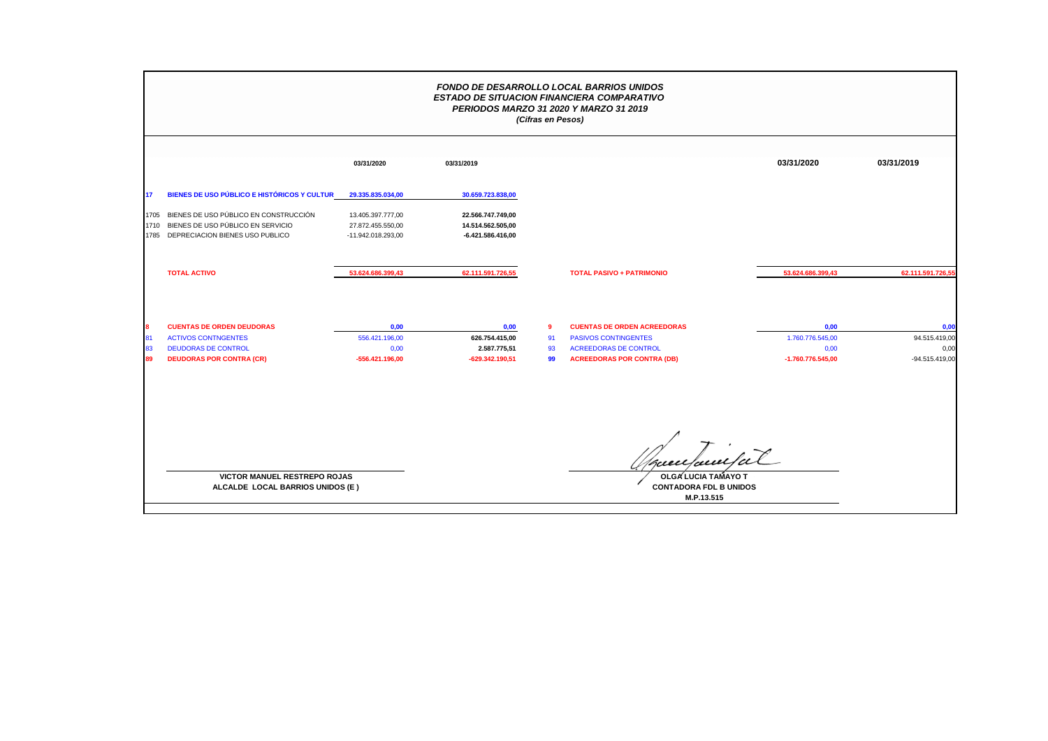*FONDO DE DESARROLLO LOCAL BARRIOS UNIDOS*
*ESTADO DE SITUACION FINANCIERA COMPARATIVO*
*PERIODOS MARZO 31 2020 Y MARZO 31 2019*
*(Cifras en Pesos)*

| | | 03/31/2020 | 03/31/2019 | | | 03/31/2020 | 03/31/2019 |
|---|---|---|---|---|---|---|---|
| 17 | **BIENES DE USO PÚBLICO E HISTÓRICOS Y CULTUR** | **29.335.835.034,00** | **30.659.723.838,00** | | | | |
| 1705 | BIENES DE USO PÚBLICO EN CONSTRUCCIÓN | 13.405.397.777,00 | 22.566.747.749,00 | | | | |
| 1710 | BIENES DE USO PÚBLICO EN SERVICIO | 27.872.455.550,00 | 14.514.562.505,00 | | | | |
| 1785 | DEPRECIACION BIENES USO PUBLICO | -11.942.018.293,00 | -6.421.586.416,00 | | | | |
| | **TOTAL ACTIVO** | **53.624.686.399,43** | **62.111.591.726,55** | | **TOTAL PASIVO + PATRIMONIO** | **53.624.686.399,43** | **62.111.591.726,55** |
| 8 | **CUENTAS DE ORDEN DEUDORAS** | **0,00** | **0,00** | 9 | **CUENTAS DE ORDEN ACREEDORAS** | **0,00** | **0,00** |
| 81 | ACTIVOS CONTNGENTES | 556.421.196,00 | 626.754.415,00 | 91 | PASIVOS CONTINGENTES | 1.760.776.545,00 | 94.515.419,00 |
| 83 | DEUDORAS DE CONTROL | 0,00 | 2.587.775,51 | 93 | ACREEDORAS DE CONTROL | 0,00 | 0,00 |
| 89 | **DEUDORAS POR CONTRA (CR)** | **-556.421.196,00** | **-629.342.190,51** | 99 | **ACREEDORAS POR CONTRA (DB)** | **-1.760.776.545,00** | -94.515.419,00 |

**VICTOR MANUEL RESTREPO ROJAS**
**ALCALDE LOCAL BARRIOS UNIDOS (E )**

**OLGA LUCIA TAMAYO T**
**CONTADORA FDL B UNIDOS**
**M.P.13.515**